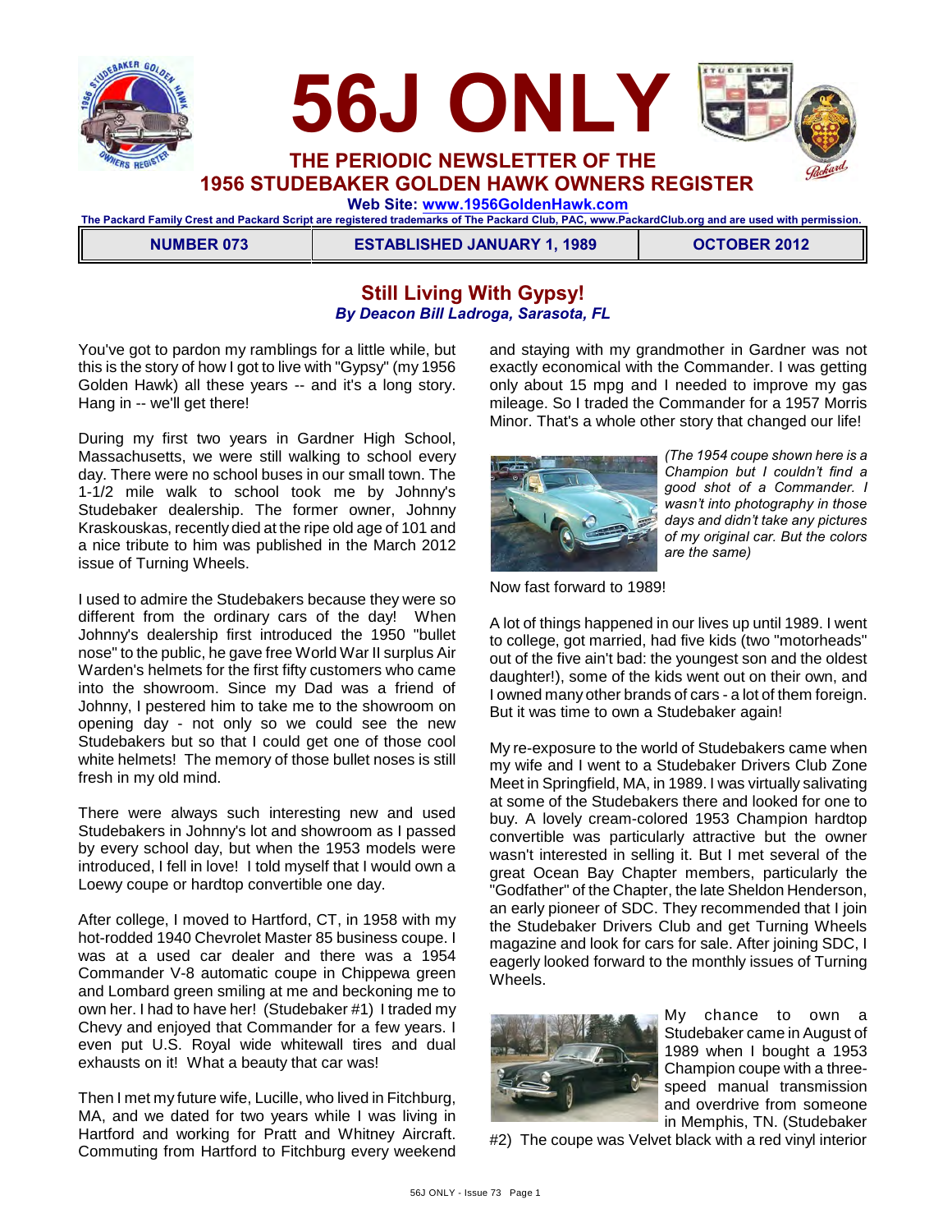# 56J ONLY

## THE PERIODIC NEWSLETTER OF THE 1956 STUDEBAKER GOLDEN HAWK OWNERS REGISTER

**Web Site: www.1956GoldenHawk.com**

The Packard Family Crest and Packard Script are registered trademarks of The Packard Club, PAC, www.PackardClub.org and are used with permission.

| NUMBER 073 | ESTABLISHED JANUARY 1, 1989 | OCTOBER 2012 |
|---|---|---|

## Still Living With Gypsy!

*By Deacon Bill Ladroga, Sarasota, FL*

You've got to pardon my ramblings for a little while, but this is the story of how I got to live with "Gypsy" (my 1956 Golden Hawk) all these years -- and it's a long story. Hang in -- we'll get there!

During my first two years in Gardner High School, Massachusetts, we were still walking to school every day. There were no school buses in our small town. The 1-1/2 mile walk to school took me by Johnny's Studebaker dealership. The former owner, Johnny Kraskouskas, recently died at the ripe old age of 101 and a nice tribute to him was published in the March 2012 issue of Turning Wheels.

I used to admire the Studebakers because they were so different from the ordinary cars of the day! When Johnny's dealership first introduced the 1950 "bullet nose" to the public, he gave free World War II surplus Air Warden's helmets for the first fifty customers who came into the showroom. Since my Dad was a friend of Johnny, I pestered him to take me to the showroom on opening day - not only so we could see the new Studebakers but so that I could get one of those cool white helmets! The memory of those bullet noses is still fresh in my old mind.

There were always such interesting new and used Studebakers in Johnny's lot and showroom as I passed by every school day, but when the 1953 models were introduced, I fell in love! I told myself that I would own a Loewy coupe or hardtop convertible one day.

After college, I moved to Hartford, CT, in 1958 with my hot-rodded 1940 Chevrolet Master 85 business coupe. I was at a used car dealer and there was a 1954 Commander V-8 automatic coupe in Chippewa green and Lombard green smiling at me and beckoning me to own her. I had to have her! (Studebaker #1) I traded my Chevy and enjoyed that Commander for a few years. I even put U.S. Royal wide whitewall tires and dual exhausts on it! What a beauty that car was!

Then I met my future wife, Lucille, who lived in Fitchburg, MA, and we dated for two years while I was living in Hartford and working for Pratt and Whitney Aircraft. Commuting from Hartford to Fitchburg every weekend and staying with my grandmother in Gardner was not exactly economical with the Commander. I was getting only about 15 mpg and I needed to improve my gas mileage. So I traded the Commander for a 1957 Morris Minor. That's a whole other story that changed our life!

*(The 1954 coupe shown here is a Champion but I couldn't find a good shot of a Commander. I wasn't into photography in those days and didn't take any pictures of my original car. But the colors are the same)*

Now fast forward to 1989!

A lot of things happened in our lives up until 1989. I went to college, got married, had five kids (two "motorheads" out of the five ain't bad: the youngest son and the oldest daughter!), some of the kids went out on their own, and I owned many other brands of cars - a lot of them foreign. But it was time to own a Studebaker again!

My re-exposure to the world of Studebakers came when my wife and I went to a Studebaker Drivers Club Zone Meet in Springfield, MA, in 1989. I was virtually salivating at some of the Studebakers there and looked for one to buy. A lovely cream-colored 1953 Champion hardtop convertible was particularly attractive but the owner wasn't interested in selling it. But I met several of the great Ocean Bay Chapter members, particularly the "Godfather" of the Chapter, the late Sheldon Henderson, an early pioneer of SDC. They recommended that I join the Studebaker Drivers Club and get Turning Wheels magazine and look for cars for sale. After joining SDC, I eagerly looked forward to the monthly issues of Turning Wheels.

My chance to own a Studebaker came in August of 1989 when I bought a 1953 Champion coupe with a three-speed manual transmission and overdrive from someone in Memphis, TN. (Studebaker #2) The coupe was Velvet black with a red vinyl interior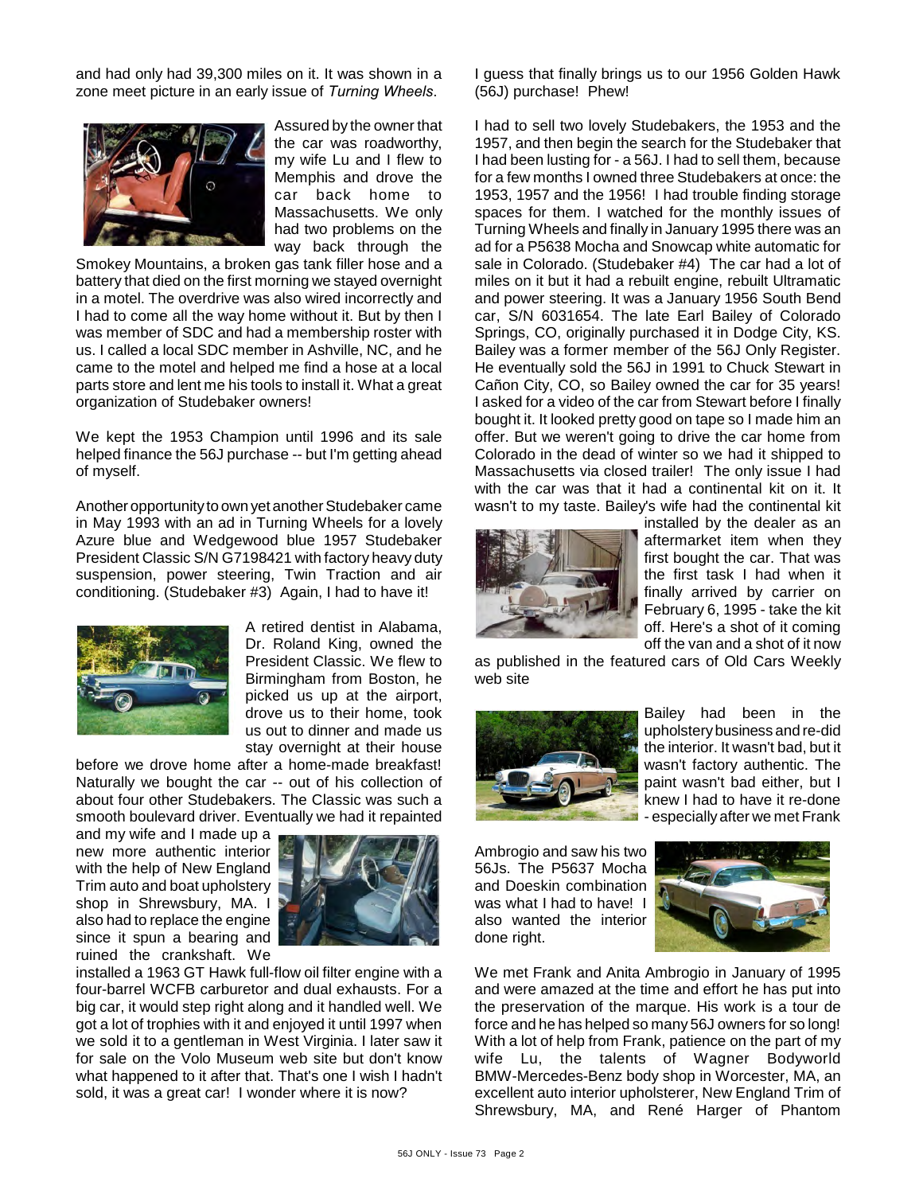and had only had 39,300 miles on it. It was shown in a zone meet picture in an early issue of *Turning Wheels.*

Assured by the owner that the car was roadworthy, my wife Lu and I flew to Memphis and drove the car back home to Massachusetts. We only had two problems on the way back through the Smokey Mountains, a broken gas tank filler hose and a battery that died on the first morning we stayed overnight in a motel. The overdrive was also wired incorrectly and I had to come all the way home without it. But by then I was member of SDC and had a membership roster with us. I called a local SDC member in Ashville, NC, and he came to the motel and helped me find a hose at a local parts store and lent me his tools to install it. What a great organization of Studebaker owners!

We kept the 1953 Champion until 1996 and its sale helped finance the 56J purchase -- but I'm getting ahead of myself.

Another opportunity to own yet another Studebaker came in May 1993 with an ad in Turning Wheels for a lovely Azure blue and Wedgewood blue 1957 Studebaker President Classic S/N G7198421 with factory heavy duty suspension, power steering, Twin Traction and air conditioning. (Studebaker #3) Again, I had to have it!

A retired dentist in Alabama, Dr. Roland King, owned the President Classic. We flew to Birmingham from Boston, he picked us up at the airport, drove us to their home, took us out to dinner and made us stay overnight at their house before we drove home after a home-made breakfast! Naturally we bought the car -- out of his collection of about four other Studebakers. The Classic was such a smooth boulevard driver. Eventually we had it repainted and my wife and I made up a new more authentic interior with the help of New England Trim auto and boat upholstery shop in Shrewsbury, MA. I also had to replace the engine since it spun a bearing and ruined the crankshaft. We installed a 1963 GT Hawk full-flow oil filter engine with a four-barrel WCFB carburetor and dual exhausts. For a big car, it would step right along and it handled well. We got a lot of trophies with it and enjoyed it until 1997 when we sold it to a gentleman in West Virginia. I later saw it for sale on the Volo Museum web site but don't know what happened to it after that. That's one I wish I hadn't sold, it was a great car! I wonder where it is now?

I guess that finally brings us to our 1956 Golden Hawk (56J) purchase! Phew!

I had to sell two lovely Studebakers, the 1953 and the 1957, and then begin the search for the Studebaker that I had been lusting for - a 56J. I had to sell them, because for a few months I owned three Studebakers at once: the 1953, 1957 and the 1956! I had trouble finding storage spaces for them. I watched for the monthly issues of Turning Wheels and finally in January 1995 there was an ad for a P5638 Mocha and Snowcap white automatic for sale in Colorado. (Studebaker #4) The car had a lot of miles on it but it had a rebuilt engine, rebuilt Ultramatic and power steering. It was a January 1956 South Bend car, S/N 6031654. The late Earl Bailey of Colorado Springs, CO, originally purchased it in Dodge City, KS. Bailey was a former member of the 56J Only Register. He eventually sold the 56J in 1991 to Chuck Stewart in Cañon City, CO, so Bailey owned the car for 35 years! I asked for a video of the car from Stewart before I finally bought it. It looked pretty good on tape so I made him an offer. But we weren't going to drive the car home from Colorado in the dead of winter so we had it shipped to Massachusetts via closed trailer! The only issue I had with the car was that it had a continental kit on it. It wasn't to my taste. Bailey's wife had the continental kit installed by the dealer as an aftermarket item when they first bought the car. That was the first task I had when it finally arrived by carrier on February 6, 1995 - take the kit off. Here's a shot of it coming off the van and a shot of it now as published in the featured cars of Old Cars Weekly web site

Bailey had been in the upholstery business and re-did the interior. It wasn't bad, but it wasn't factory authentic. The paint wasn't bad either, but I knew I had to have it re-done - especially after we met Frank Ambrogio and saw his two 56Js. The P5637 Mocha and Doeskin combination was what I had to have! I also wanted the interior done right.

We met Frank and Anita Ambrogio in January of 1995 and were amazed at the time and effort he has put into the preservation of the marque. His work is a tour de force and he has helped so many 56J owners for so long! With a lot of help from Frank, patience on the part of my wife Lu, the talents of Wagner Bodyworld BMW-Mercedes-Benz body shop in Worcester, MA, an excellent auto interior upholsterer, New England Trim of Shrewsbury, MA, and René Harger of Phantom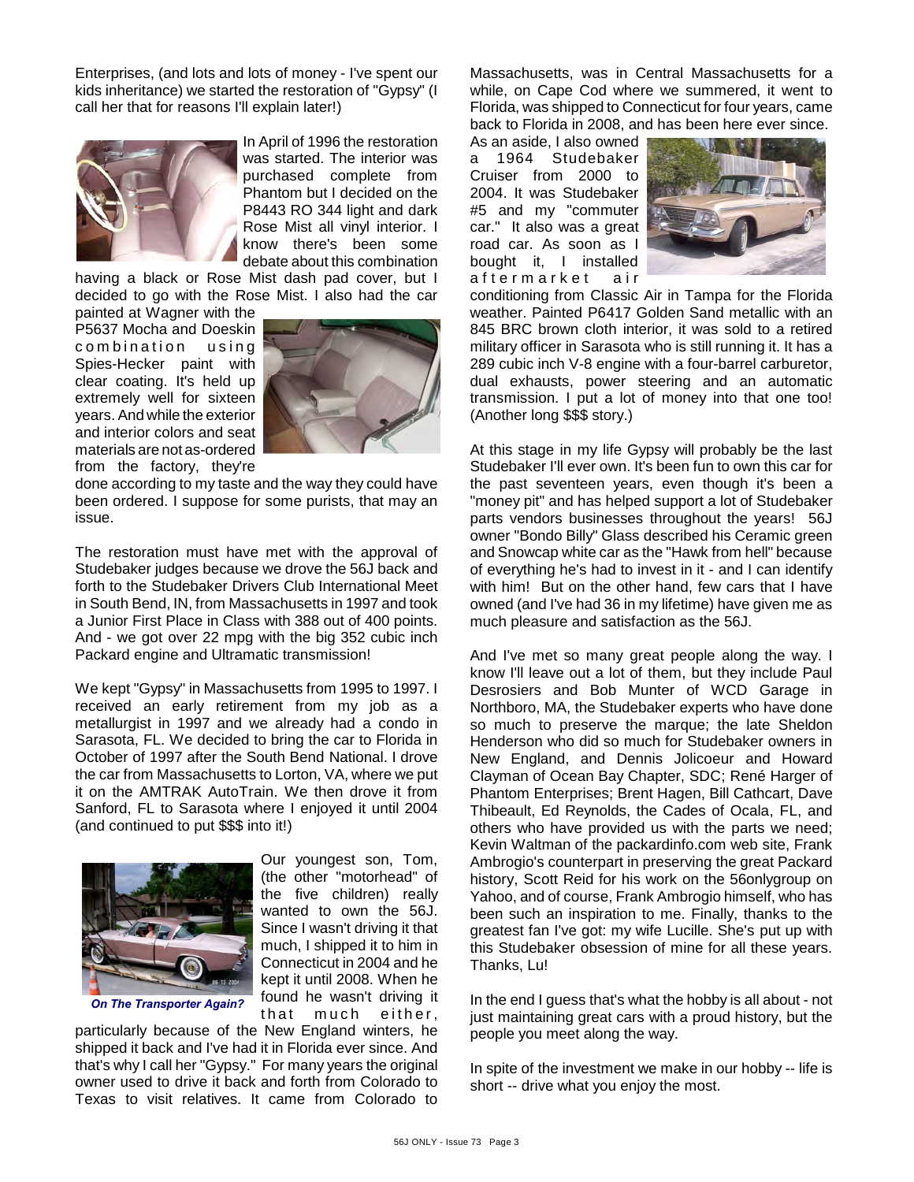Enterprises, (and lots and lots of money - I've spent our kids inheritance) we started the restoration of "Gypsy" (I call her that for reasons I'll explain later!)

In April of 1996 the restoration was started. The interior was purchased complete from Phantom but I decided on the P8443 RO 344 light and dark Rose Mist all vinyl interior. I know there's been some debate about this combination having a black or Rose Mist dash pad cover, but I decided to go with the Rose Mist. I also had the car painted at Wagner with the P5637 Mocha and Doeskin combination using Spies-Hecker paint with clear coating. It's held up extremely well for sixteen years. And while the exterior and interior colors and seat materials are not as-ordered from the factory, they're done according to my taste and the way they could have been ordered. I suppose for some purists, that may an issue.

The restoration must have met with the approval of Studebaker judges because we drove the 56J back and forth to the Studebaker Drivers Club International Meet in South Bend, IN, from Massachusetts in 1997 and took a Junior First Place in Class with 388 out of 400 points. And - we got over 22 mpg with the big 352 cubic inch Packard engine and Ultramatic transmission!

We kept "Gypsy" in Massachusetts from 1995 to 1997. I received an early retirement from my job as a metallurgist in 1997 and we already had a condo in Sarasota, FL. We decided to bring the car to Florida in October of 1997 after the South Bend National. I drove the car from Massachusetts to Lorton, VA, where we put it on the AMTRAK AutoTrain. We then drove it from Sanford, FL to Sarasota where I enjoyed it until 2004 (and continued to put $$$ into it!)

*On The Transporter Again?*

Our youngest son, Tom, (the other "motorhead" of the five children) really wanted to own the 56J. Since I wasn't driving it that much, I shipped it to him in Connecticut in 2004 and he kept it until 2008. When he found he wasn't driving it that much either, particularly because of the New England winters, he shipped it back and I've had it in Florida ever since. And that's why I call her "Gypsy." For many years the original owner used to drive it back and forth from Colorado to Texas to visit relatives. It came from Colorado to Massachusetts, was in Central Massachusetts for a while, on Cape Cod where we summered, it went to Florida, was shipped to Connecticut for four years, came back to Florida in 2008, and has been here ever since.

As an aside, I also owned a 1964 Studebaker Cruiser from 2000 to 2004. It was Studebaker #5 and my "commuter car." It also was a great road car. As soon as I bought it, I installed aftermarket air conditioning from Classic Air in Tampa for the Florida weather. Painted P6417 Golden Sand metallic with an 845 BRC brown cloth interior, it was sold to a retired military officer in Sarasota who is still running it. It has a 289 cubic inch V-8 engine with a four-barrel carburetor, dual exhausts, power steering and an automatic transmission. I put a lot of money into that one too! (Another long $$$ story.)

At this stage in my life Gypsy will probably be the last Studebaker I'll ever own. It's been fun to own this car for the past seventeen years, even though it's been a "money pit" and has helped support a lot of Studebaker parts vendors businesses throughout the years! 56J owner "Bondo Billy" Glass described his Ceramic green and Snowcap white car as the "Hawk from hell" because of everything he's had to invest in it - and I can identify with him! But on the other hand, few cars that I have owned (and I've had 36 in my lifetime) have given me as much pleasure and satisfaction as the 56J.

And I've met so many great people along the way. I know I'll leave out a lot of them, but they include Paul Desrosiers and Bob Munter of WCD Garage in Northboro, MA, the Studebaker experts who have done so much to preserve the marque; the late Sheldon Henderson who did so much for Studebaker owners in New England, and Dennis Jolicoeur and Howard Clayman of Ocean Bay Chapter, SDC; René Harger of Phantom Enterprises; Brent Hagen, Bill Cathcart, Dave Thibeault, Ed Reynolds, the Cades of Ocala, FL, and others who have provided us with the parts we need; Kevin Waltman of the packardinfo.com web site, Frank Ambrogio's counterpart in preserving the great Packard history, Scott Reid for his work on the 56onlygroup on Yahoo, and of course, Frank Ambrogio himself, who has been such an inspiration to me. Finally, thanks to the greatest fan I've got: my wife Lucille. She's put up with this Studebaker obsession of mine for all these years. Thanks, Lu!

In the end I guess that's what the hobby is all about - not just maintaining great cars with a proud history, but the people you meet along the way.

In spite of the investment we make in our hobby -- life is short -- drive what you enjoy the most.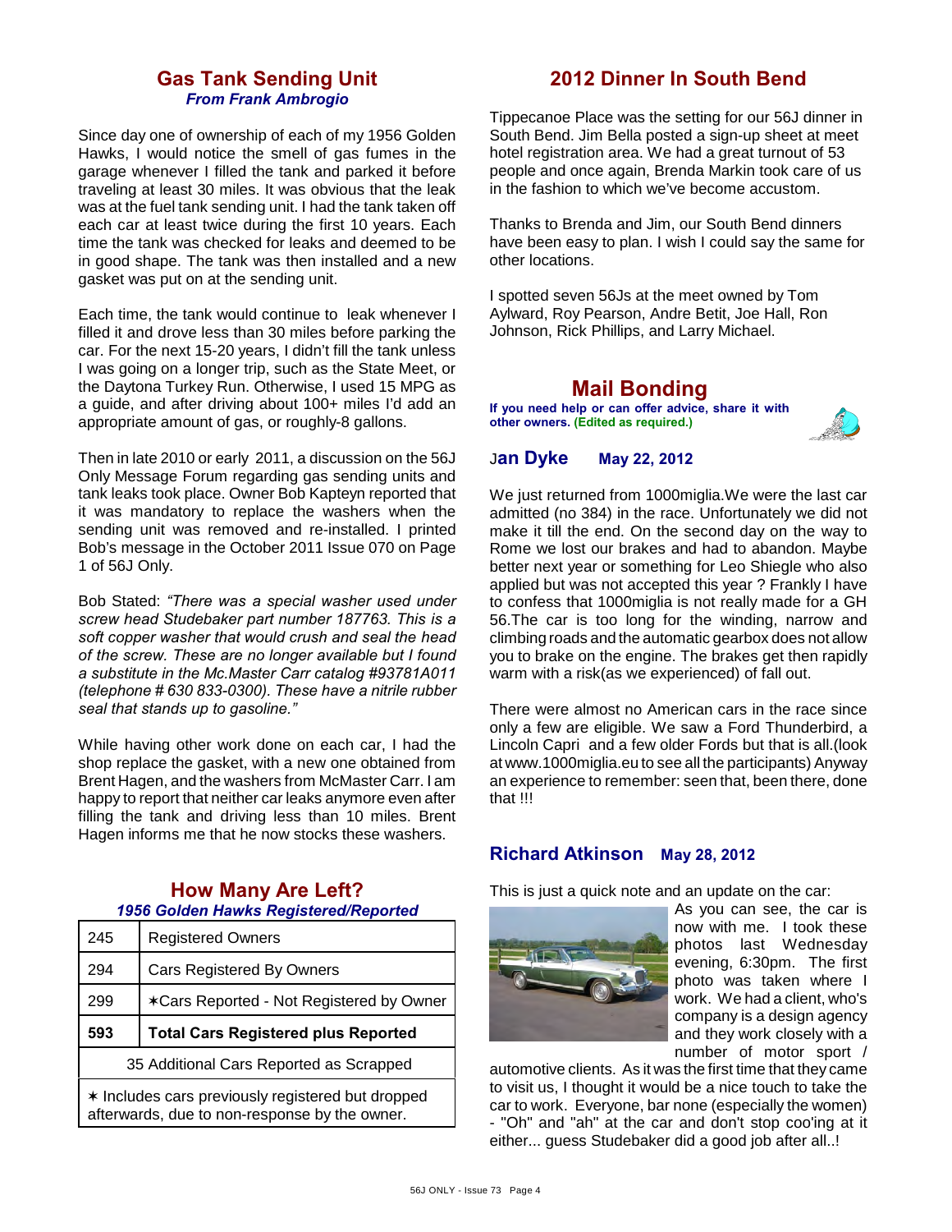## Gas Tank Sending Unit

***From Frank Ambrogio***

Since day one of ownership of each of my 1956 Golden Hawks, I would notice the smell of gas fumes in the garage whenever I filled the tank and parked it before traveling at least 30 miles. It was obvious that the leak was at the fuel tank sending unit. I had the tank taken off each car at least twice during the first 10 years. Each time the tank was checked for leaks and deemed to be in good shape. The tank was then installed and a new gasket was put on at the sending unit.

Each time, the tank would continue to leak whenever I filled it and drove less than 30 miles before parking the car. For the next 15-20 years, I didn't fill the tank unless I was going on a longer trip, such as the State Meet, or the Daytona Turkey Run. Otherwise, I used 15 MPG as a guide, and after driving about 100+ miles I'd add an appropriate amount of gas, or roughly-8 gallons.

Then in late 2010 or early 2011, a discussion on the 56J Only Message Forum regarding gas sending units and tank leaks took place. Owner Bob Kapteyn reported that it was mandatory to replace the washers when the sending unit was removed and re-installed. I printed Bob's message in the October 2011 Issue 070 on Page 1 of 56J Only.

Bob Stated: *"There was a special washer used under screw head Studebaker part number 187763. This is a soft copper washer that would crush and seal the head of the screw. These are no longer available but I found a substitute in the Mc.Master Carr catalog #93781A011 (telephone # 630 833-0300). These have a nitrile rubber seal that stands up to gasoline."*

While having other work done on each car, I had the shop replace the gasket, with a new one obtained from Brent Hagen, and the washers from McMaster Carr. I am happy to report that neither car leaks anymore even after filling the tank and driving less than 10 miles. Brent Hagen informs me that he now stocks these washers.

## How Many Are Left?

***1956 Golden Hawks Registered/Reported***

| | |
|---|---|
| 245 | Registered Owners |
| 294 | Cars Registered By Owners |
| 299 | ✶Cars Reported - Not Registered by Owner |
| **593** | **Total Cars Registered plus Reported** |
| 35 Additional Cars Reported as Scrapped | |
| ✶ Includes cars previously registered but dropped afterwards, due to non-response by the owner. | |

## 2012 Dinner In South Bend

Tippecanoe Place was the setting for our 56J dinner in South Bend. Jim Bella posted a sign-up sheet at meet hotel registration area. We had a great turnout of 53 people and once again, Brenda Markin took care of us in the fashion to which we've become accustom.

Thanks to Brenda and Jim, our South Bend dinners have been easy to plan. I wish I could say the same for other locations.

I spotted seven 56Js at the meet owned by Tom Aylward, Roy Pearson, Andre Betit, Joe Hall, Ron Johnson, Rick Phillips, and Larry Michael.

## Mail Bonding

**If you need help or can offer advice, share it with other owners. (Edited as required.)**

### Jan Dyke May 22, 2012

We just returned from 1000miglia.We were the last car admitted (no 384) in the race. Unfortunately we did not make it till the end. On the second day on the way to Rome we lost our brakes and had to abandon. Maybe better next year or something for Leo Shiegle who also applied but was not accepted this year ? Frankly I have to confess that 1000miglia is not really made for a GH 56.The car is too long for the winding, narrow and climbing roads and the automatic gearbox does not allow you to brake on the engine. The brakes get then rapidly warm with a risk(as we experienced) of fall out.

There were almost no American cars in the race since only a few are eligible. We saw a Ford Thunderbird, a Lincoln Capri and a few older Fords but that is all.(look at www.1000miglia.eu to see all the participants) Anyway an experience to remember: seen that, been there, done that !!!

### Richard Atkinson May 28, 2012

This is just a quick note and an update on the car:

As you can see, the car is now with me. I took these photos last Wednesday evening, 6:30pm. The first photo was taken where I work. We had a client, who's company is a design agency and they work closely with a number of motor sport / automotive clients. As it was the first time that they came to visit us, I thought it would be a nice touch to take the car to work. Everyone, bar none (especially the women) - "Oh" and "ah" at the car and don't stop coo'ing at it either... guess Studebaker did a good job after all..!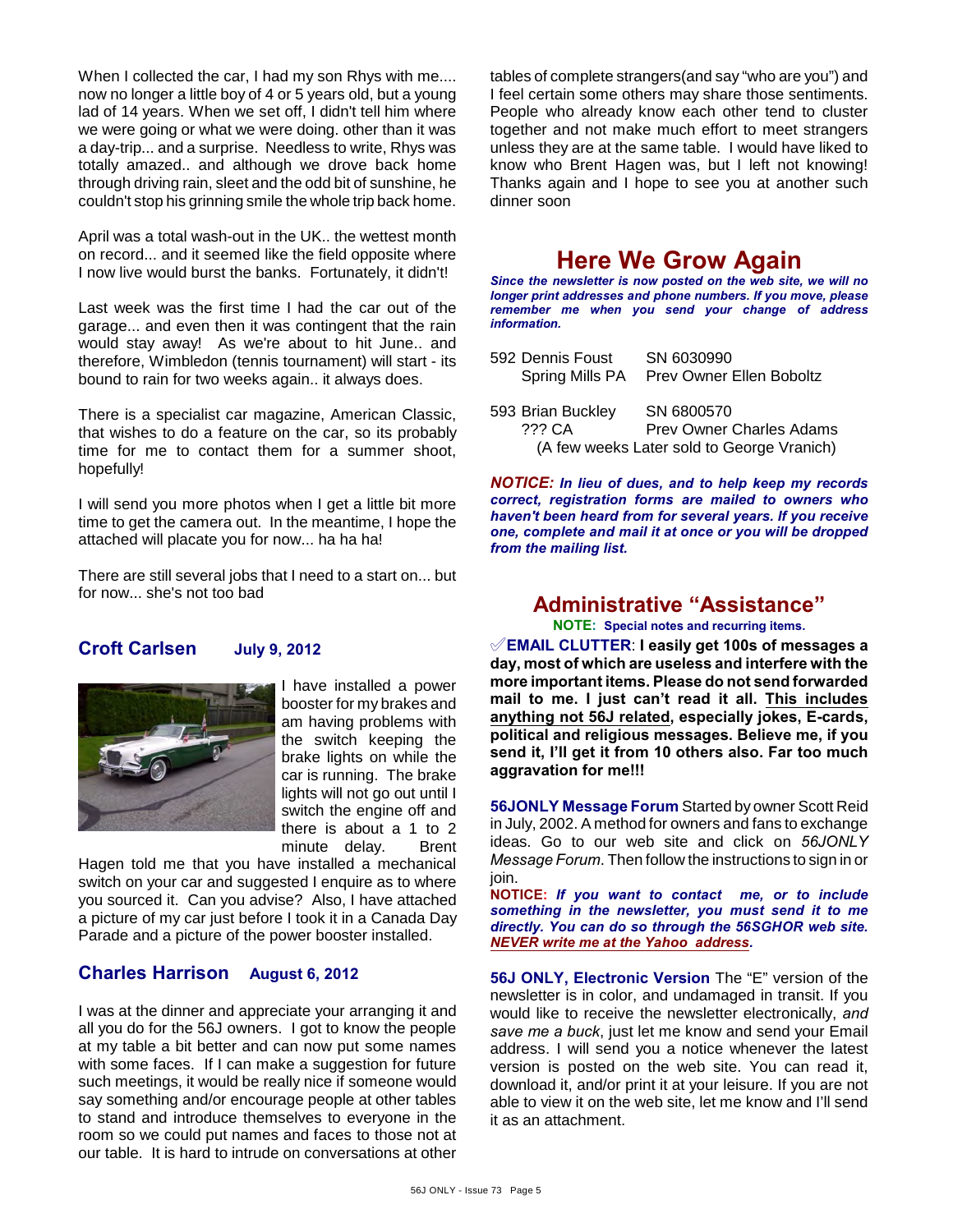When I collected the car, I had my son Rhys with me.... now no longer a little boy of 4 or 5 years old, but a young lad of 14 years. When we set off, I didn't tell him where we were going or what we were doing. other than it was a day-trip... and a surprise. Needless to write, Rhys was totally amazed.. and although we drove back home through driving rain, sleet and the odd bit of sunshine, he couldn't stop his grinning smile the whole trip back home.

April was a total wash-out in the UK.. the wettest month on record... and it seemed like the field opposite where I now live would burst the banks. Fortunately, it didn't!

Last week was the first time I had the car out of the garage... and even then it was contingent that the rain would stay away! As we're about to hit June.. and therefore, Wimbledon (tennis tournament) will start - its bound to rain for two weeks again.. it always does.

There is a specialist car magazine, American Classic, that wishes to do a feature on the car, so its probably time for me to contact them for a summer shoot, hopefully!

I will send you more photos when I get a little bit more time to get the camera out. In the meantime, I hope the attached will placate you for now... ha ha ha!

There are still several jobs that I need to a start on... but for now... she's not too bad

## Croft Carlsen July 9, 2012

I have installed a power booster for my brakes and am having problems with the switch keeping the brake lights on while the car is running. The brake lights will not go out until I switch the engine off and there is about a 1 to 2 minute delay. Brent Hagen told me that you have installed a mechanical switch on your car and suggested I enquire as to where you sourced it. Can you advise? Also, I have attached a picture of my car just before I took it in a Canada Day Parade and a picture of the power booster installed.

## Charles Harrison August 6, 2012

I was at the dinner and appreciate your arranging it and all you do for the 56J owners. I got to know the people at my table a bit better and can now put some names with some faces. If I can make a suggestion for future such meetings, it would be really nice if someone would say something and/or encourage people at other tables to stand and introduce themselves to everyone in the room so we could put names and faces to those not at our table. It is hard to intrude on conversations at other tables of complete strangers(and say "who are you") and I feel certain some others may share those sentiments. People who already know each other tend to cluster together and not make much effort to meet strangers unless they are at the same table. I would have liked to know who Brent Hagen was, but I left not knowing! Thanks again and I hope to see you at another such dinner soon

# Here We Grow Again

***Since the newsletter is now posted on the web site, we will no longer print addresses and phone numbers. If you move, please remember me when you send your change of address information.***

592 Dennis Foust — SN 6030990
Spring Mills PA — Prev Owner Ellen Boboltz

593 Brian Buckley — SN 6800570
??? CA — Prev Owner Charles Adams
(A few weeks Later sold to George Vranich)

***NOTICE: In lieu of dues, and to help keep my records correct, registration forms are mailed to owners who haven't been heard from for several years. If you receive one, complete and mail it at once or you will be dropped from the mailing list.***

## Administrative "Assistance"

**NOTE: Special notes and recurring items.**

✐**EMAIL CLUTTER**: **I easily get 100s of messages a day, most of which are useless and interfere with the more important items. Please do not send forwarded mail to me. I just can't read it all. This includes anything not 56J related, especially jokes, E-cards, political and religious messages. Believe me, if you send it, I'll get it from 10 others also. Far too much aggravation for me!!!**

**56JONLY Message Forum** Started by owner Scott Reid in July, 2002. A method for owners and fans to exchange ideas. Go to our web site and click on *56JONLY Message Forum*. Then follow the instructions to sign in or join.

**NOTICE:** ***If you want to contact me, or to include something in the newsletter, you must send it to me directly. You can do so through the 56SGHOR web site. NEVER write me at the Yahoo address.***

**56J ONLY, Electronic Version** The "E" version of the newsletter is in color, and undamaged in transit. If you would like to receive the newsletter electronically, *and save me a buck*, just let me know and send your Email address. I will send you a notice whenever the latest version is posted on the web site. You can read it, download it, and/or print it at your leisure. If you are not able to view it on the web site, let me know and I'll send it as an attachment.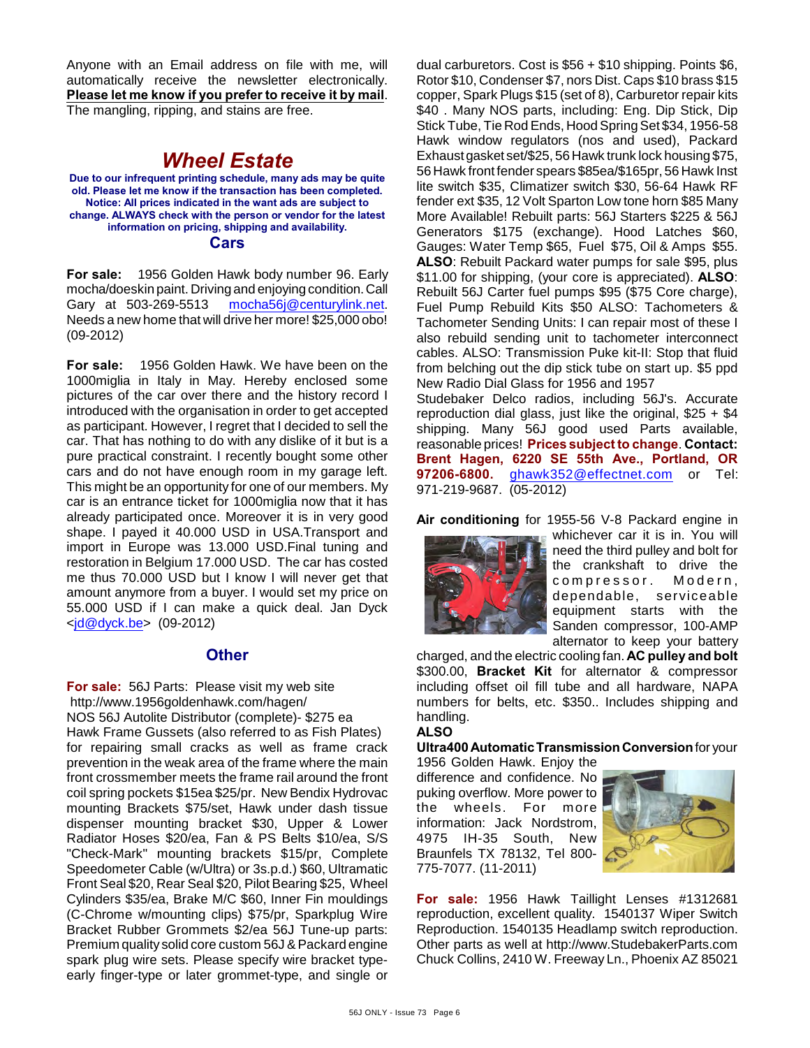Anyone with an Email address on file with me, will automatically receive the newsletter electronically. **Please let me know if you prefer to receive it by mail**. The mangling, ripping, and stains are free.

# *Wheel Estate*

**Due to our infrequent printing schedule, many ads may be quite old. Please let me know if the transaction has been completed. Notice: All prices indicated in the want ads are subject to change. ALWAYS check with the person or vendor for the latest information on pricing, shipping and availability.**

## Cars

**For sale:** 1956 Golden Hawk body number 96. Early mocha/doeskin paint. Driving and enjoying condition. Call Gary at 503-269-5513 mocha56j@centurylink.net. Needs a new home that will drive her more! $25,000 obo! (09-2012)

**For sale:** 1956 Golden Hawk. We have been on the 1000miglia in Italy in May. Hereby enclosed some pictures of the car over there and the history record I introduced with the organisation in order to get accepted as participant. However, I regret that I decided to sell the car. That has nothing to do with any dislike of it but is a pure practical constraint. I recently bought some other cars and do not have enough room in my garage left. This might be an opportunity for one of our members. My car is an entrance ticket for 1000miglia now that it has already participated once. Moreover it is in very good shape. I payed it 40.000 USD in USA.Transport and import in Europe was 13.000 USD.Final tuning and restoration in Belgium 17.000 USD. The car has costed me thus 70.000 USD but I know I will never get that amount anymore from a buyer. I would set my price on 55.000 USD if I can make a quick deal. Jan Dyck <jd@dyck.be> (09-2012)

## Other

**For sale:** 56J Parts: Please visit my web site http://www.1956goldenhawk.com/hagen/
NOS 56J Autolite Distributor (complete)- $275 ea
Hawk Frame Gussets (also referred to as Fish Plates) for repairing small cracks as well as frame crack prevention in the weak area of the frame where the main front crossmember meets the frame rail around the front coil spring pockets $15ea $25/pr. New Bendix Hydrovac mounting Brackets $75/set, Hawk under dash tissue dispenser mounting bracket $30, Upper & Lower Radiator Hoses $20/ea, Fan & PS Belts $10/ea, S/S "Check-Mark" mounting brackets $15/pr, Complete Speedometer Cable (w/Ultra) or 3s.p.d.) $60, Ultramatic Front Seal $20, Rear Seal $20, Pilot Bearing $25, Wheel Cylinders $35/ea, Brake M/C $60, Inner Fin mouldings (C-Chrome w/mounting clips) $75/pr, Sparkplug Wire Bracket Rubber Grommets $2/ea 56J Tune-up parts: Premium quality solid core custom 56J & Packard engine spark plug wire sets. Please specify wire bracket type-early finger-type or later grommet-type, and single or dual carburetors. Cost is $56 + $10 shipping. Points $6, Rotor $10, Condenser $7, nors Dist. Caps $10 brass $15 copper, Spark Plugs $15 (set of 8), Carburetor repair kits $40 . Many NOS parts, including: Eng. Dip Stick, Dip Stick Tube, Tie Rod Ends, Hood Spring Set $34, 1956-58 Hawk window regulators (nos and used), Packard Exhaust gasket set/$25, 56 Hawk trunk lock housing $75, 56 Hawk front fender spears $85ea/$165pr, 56 Hawk Inst lite switch $35, Climatizer switch $30, 56-64 Hawk RF fender ext $35, 12 Volt Sparton Low tone horn $85 Many More Available! Rebuilt parts: 56J Starters $225 & 56J Generators $175 (exchange). Hood Latches $60, Gauges: Water Temp $65, Fuel $75, Oil & Amps $55. **ALSO**: Rebuilt Packard water pumps for sale $95, plus $11.00 for shipping, (your core is appreciated). **ALSO**: Rebuilt 56J Carter fuel pumps $95 ($75 Core charge), Fuel Pump Rebuild Kits $50 ALSO: Tachometers & Tachometer Sending Units: I can repair most of these I also rebuild sending unit to tachometer interconnect cables. ALSO: Transmission Puke kit-II: Stop that fluid from belching out the dip stick tube on start up. $5 ppd New Radio Dial Glass for 1956 and 1957
Studebaker Delco radios, including 56J's. Accurate reproduction dial glass, just like the original, $25 + $4 shipping. Many 56J good used Parts available, reasonable prices! **Prices subject to change**. **Contact: Brent Hagen, 6220 SE 55th Ave., Portland, OR 97206-6800.** ghawk352@effectnet.com or Tel: 971-219-9687. (05-2012)

**Air conditioning** for 1955-56 V-8 Packard engine in whichever car it is in. You will need the third pulley and bolt for the crankshaft to drive the compressor. Modern, dependable, serviceable equipment starts with the Sanden compressor, 100-AMP alternator to keep your battery charged, and the electric cooling fan. **AC pulley and bolt** $300.00, **Bracket Kit** for alternator & compressor including offset oil fill tube and all hardware, NAPA numbers for belts, etc. $350.. Includes shipping and handling.

**ALSO**

**Ultra400 Automatic Transmission Conversion** for your 1956 Golden Hawk. Enjoy the difference and confidence. No puking overflow. More power to the wheels. For more information: Jack Nordstrom, 4975 IH-35 South, New Braunfels TX 78132, Tel 800-775-7077. (11-2011)

**For sale:** 1956 Hawk Taillight Lenses #1312681 reproduction, excellent quality. 1540137 Wiper Switch Reproduction. 1540135 Headlamp switch reproduction. Other parts as well at http://www.StudebakerParts.com Chuck Collins, 2410 W. Freeway Ln., Phoenix AZ 85021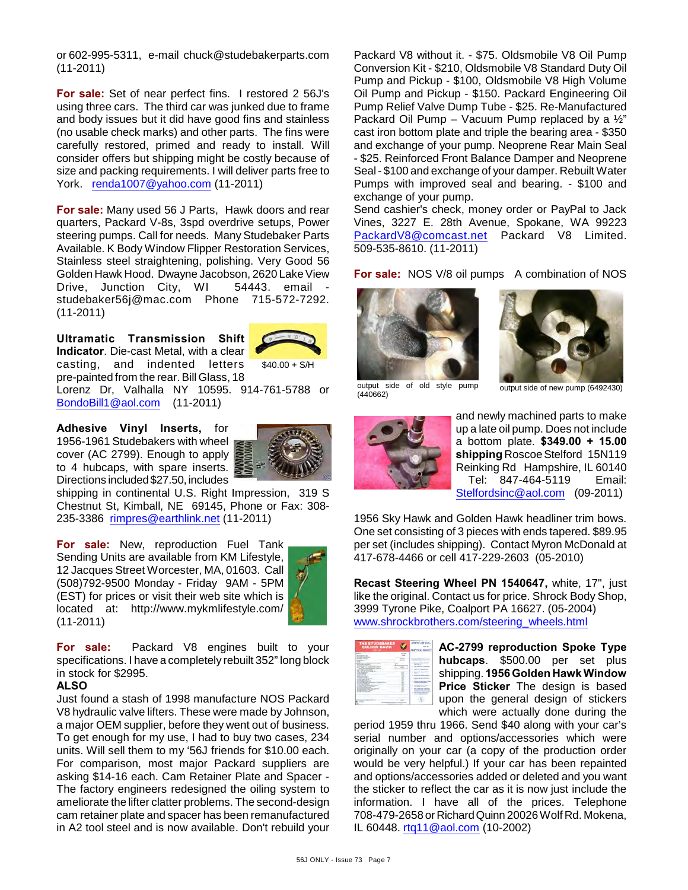or 602-995-5311, e-mail chuck@studebakerparts.com (11-2011)

**For sale:** Set of near perfect fins. I restored 2 56J's using three cars. The third car was junked due to frame and body issues but it did have good fins and stainless (no usable check marks) and other parts. The fins were carefully restored, primed and ready to install. Will consider offers but shipping might be costly because of size and packing requirements. I will deliver parts free to York. renda1007@yahoo.com (11-2011)

**For sale:** Many used 56 J Parts, Hawk doors and rear quarters, Packard V-8s, 3spd overdrive setups, Power steering pumps. Call for needs. Many Studebaker Parts Available. K Body Window Flipper Restoration Services, Stainless steel straightening, polishing. Very Good 56 Golden Hawk Hood. Dwayne Jacobson, 2620 Lake View Drive, Junction City, WI 54443. email - studebaker56j@mac.com Phone 715-572-7292. (11-2011)

**Ultramatic Transmission Shift Indicator**. Die-cast Metal, with a clear casting, and indented letters pre-painted from the rear. Bill Glass, 18 Lorenz Dr, Valhalla NY 10595. 914-761-5788 or BondoBill1@aol.com (11-2011)

$40.00 + S/H

**Adhesive Vinyl Inserts,** for 1956-1961 Studebakers with wheel cover (AC 2799). Enough to apply to 4 hubcaps, with spare inserts. Directions included $27.50, includes shipping in continental U.S. Right Impression, 319 S Chestnut St, Kimball, NE 69145, Phone or Fax: 308-235-3386 rimpres@earthlink.net (11-2011)

**For sale:** New, reproduction Fuel Tank Sending Units are available from KM Lifestyle, 12 Jacques Street Worcester, MA, 01603. Call (508)792-9500 Monday - Friday 9AM - 5PM (EST) for prices or visit their web site which is located at: http://www.mykmlifestyle.com/ (11-2011)

**For sale:** Packard V8 engines built to your specifications. I have a completely rebuilt 352" long block in stock for $2995.

**ALSO**

Just found a stash of 1998 manufacture NOS Packard V8 hydraulic valve lifters. These were made by Johnson, a major OEM supplier, before they went out of business. To get enough for my use, I had to buy two cases, 234 units. Will sell them to my '56J friends for $10.00 each. For comparison, most major Packard suppliers are asking $14-16 each. Cam Retainer Plate and Spacer - The factory engineers redesigned the oiling system to ameliorate the lifter clatter problems. The second-design cam retainer plate and spacer has been remanufactured in A2 tool steel and is now available. Don't rebuild your Packard V8 without it. - $75. Oldsmobile V8 Oil Pump Conversion Kit - $210, Oldsmobile V8 Standard Duty Oil Pump and Pickup - $100, Oldsmobile V8 High Volume Oil Pump and Pickup - $150. Packard Engineering Oil Pump Relief Valve Dump Tube - $25. Re-Manufactured Packard Oil Pump – Vacuum Pump replaced by a ½" cast iron bottom plate and triple the bearing area - $350 and exchange of your pump. Neoprene Rear Main Seal - $25. Reinforced Front Balance Damper and Neoprene Seal - $100 and exchange of your damper. Rebuilt Water Pumps with improved seal and bearing. - $100 and exchange of your pump.

Send cashier's check, money order or PayPal to Jack Vines, 3227 E. 28th Avenue, Spokane, WA 99223 PackardV8@comcast.net Packard V8 Limited. 509-535-8610. (11-2011)

**For sale:** NOS V/8 oil pumps A combination of NOS and newly machined parts to make up a late oil pump. Does not include a bottom plate. **$349.00 + 15.00 shipping** Roscoe Stelford 15N119 Reinking Rd Hampshire, IL 60140 Tel: 847-464-5119 Email: Stelfordsinc@aol.com (09-2011)

output side of old style pump (440662)

output side of new pump (6492430)

1956 Sky Hawk and Golden Hawk headliner trim bows. One set consisting of 3 pieces with ends tapered. $89.95 per set (includes shipping). Contact Myron McDonald at 417-678-4466 or cell 417-229-2603 (05-2010)

**Recast Steering Wheel PN 1540647,** white, 17", just like the original. Contact us for price. Shrock Body Shop, 3999 Tyrone Pike, Coalport PA 16627. (05-2004) www.shrockbrothers.com/steering_wheels.html

**AC-2799 reproduction Spoke Type hubcaps**. $500.00 per set plus shipping. **1956 Golden Hawk Window Price Sticker** The design is based upon the general design of stickers which were actually done during the period 1959 thru 1966. Send $40 along with your car's serial number and options/accessories which were originally on your car (a copy of the production order would be very helpful.) If your car has been repainted and options/accessories added or deleted and you want the sticker to reflect the car as it is now just include the information. I have all of the prices. Telephone 708-479-2658 or Richard Quinn 20026 Wolf Rd. Mokena, IL 60448. rtq11@aol.com (10-2002)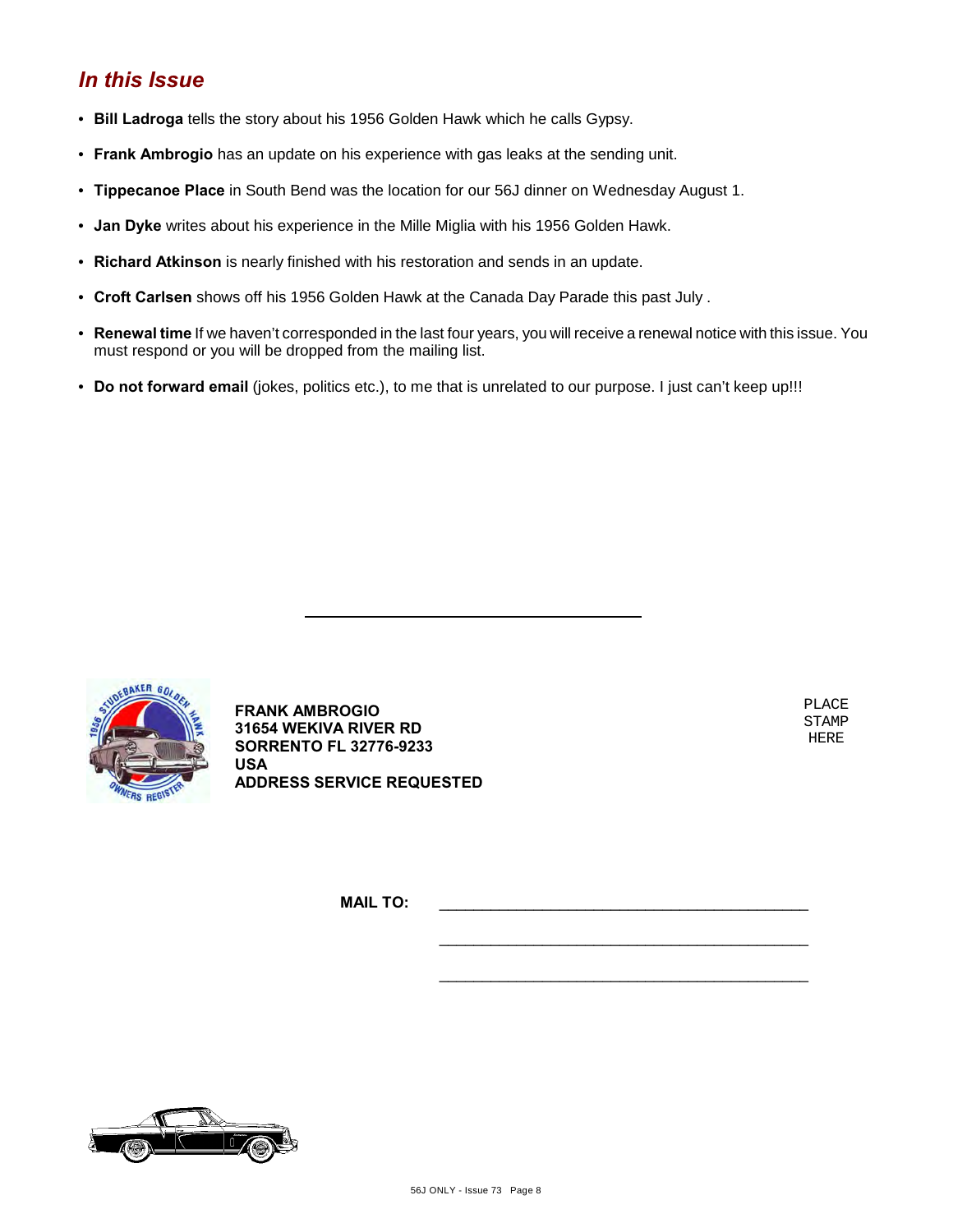## *In this Issue*

- **Bill Ladroga** tells the story about his 1956 Golden Hawk which he calls Gypsy.
- **Frank Ambrogio** has an update on his experience with gas leaks at the sending unit.
- **Tippecanoe Place** in South Bend was the location for our 56J dinner on Wednesday August 1.
- **Jan Dyke** writes about his experience in the Mille Miglia with his 1956 Golden Hawk.
- **Richard Atkinson** is nearly finished with his restoration and sends in an update.
- **Croft Carlsen** shows off his 1956 Golden Hawk at the Canada Day Parade this past July .
- **Renewal time** If we haven't corresponded in the last four years, you will receive a renewal notice with this issue. You must respond or you will be dropped from the mailing list.
- **Do not forward email** (jokes, politics etc.), to me that is unrelated to our purpose. I just can't keep up!!!

---

**FRANK AMBROGIO**
**31654 WEKIVA RIVER RD**
**SORRENTO FL 32776-9233**
**USA**
**ADDRESS SERVICE REQUESTED**

PLACE
STAMP
HERE

**MAIL TO:** ____________________________________________

____________________________________________

____________________________________________